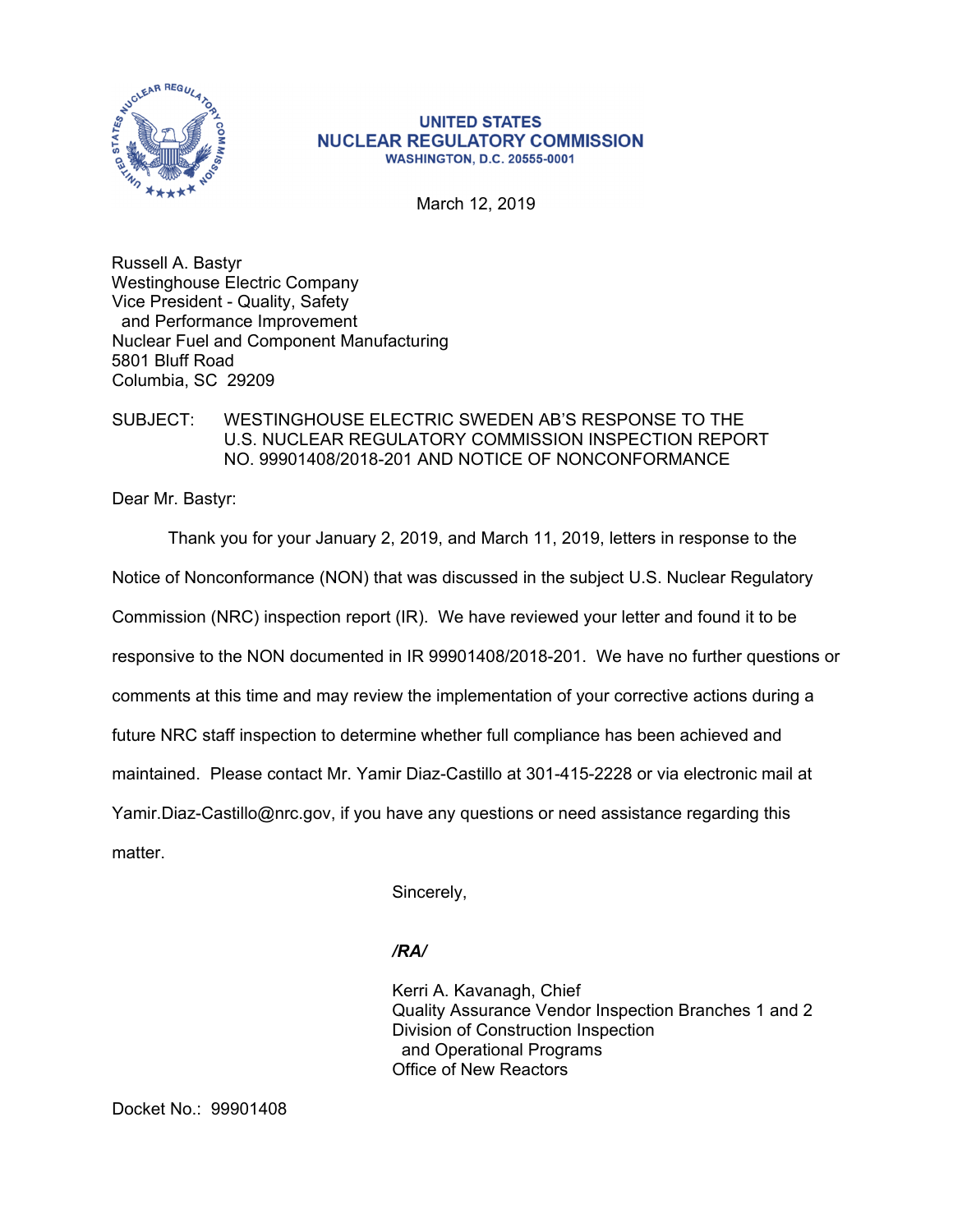UNITED STATES
NUCLEAR REGULATORY COMMISSION
WASHINGTON, D.C. 20555-0001

March 12, 2019

Russell A. Bastyr
Westinghouse Electric Company
Vice President - Quality, Safety
and Performance Improvement
Nuclear Fuel and Component Manufacturing
5801 Bluff Road
Columbia, SC 29209

SUBJECT: WESTINGHOUSE ELECTRIC SWEDEN AB'S RESPONSE TO THE U.S. NUCLEAR REGULATORY COMMISSION INSPECTION REPORT NO. 99901408/2018-201 AND NOTICE OF NONCONFORMANCE

Dear Mr. Bastyr:

Thank you for your January 2, 2019, and March 11, 2019, letters in response to the Notice of Nonconformance (NON) that was discussed in the subject U.S. Nuclear Regulatory Commission (NRC) inspection report (IR). We have reviewed your letter and found it to be responsive to the NON documented in IR 99901408/2018-201. We have no further questions or comments at this time and may review the implementation of your corrective actions during a future NRC staff inspection to determine whether full compliance has been achieved and maintained. Please contact Mr. Yamir Diaz-Castillo at 301-415-2228 or via electronic mail at Yamir.Diaz-Castillo@nrc.gov, if you have any questions or need assistance regarding this matter.

Sincerely,

*/RA/*

Kerri A. Kavanagh, Chief
Quality Assurance Vendor Inspection Branches 1 and 2
Division of Construction Inspection
and Operational Programs
Office of New Reactors

Docket No.: 99901408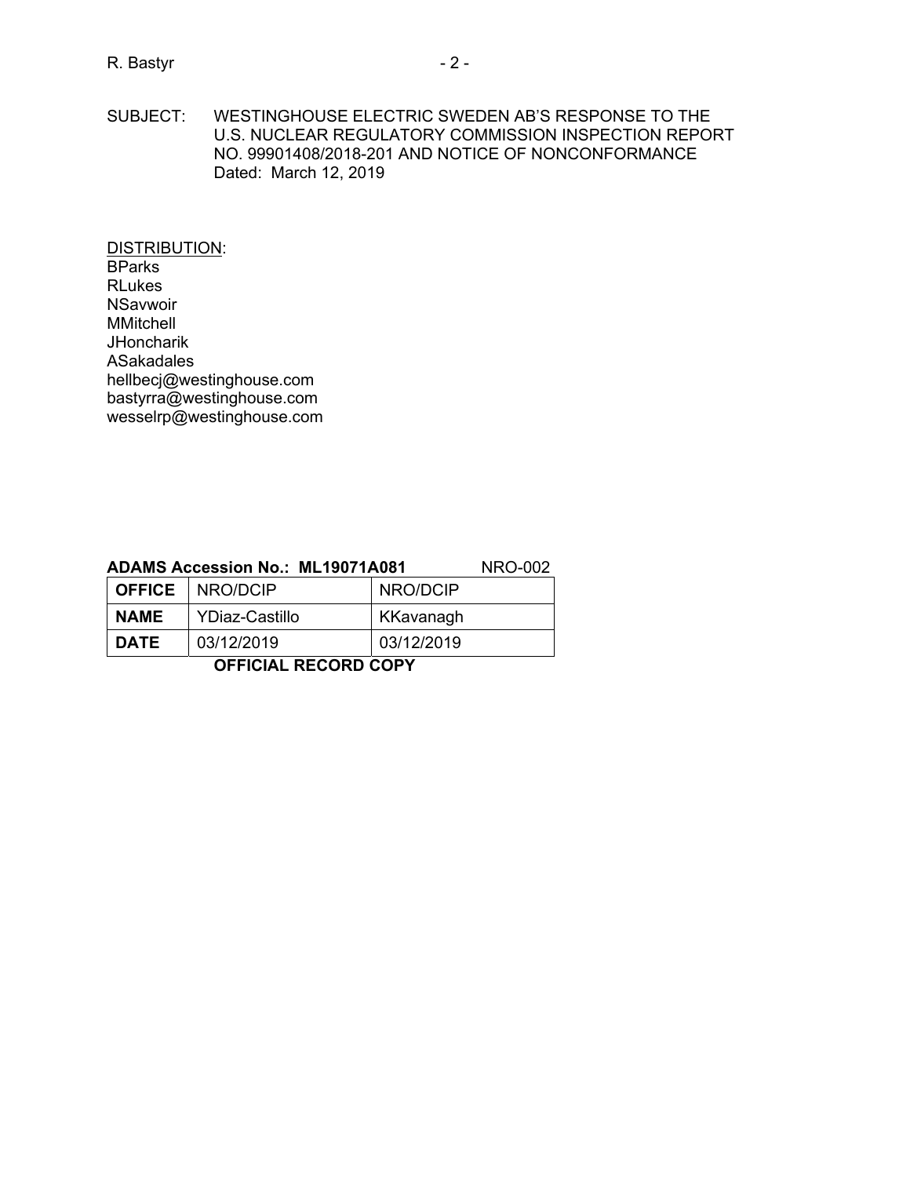SUBJECT: WESTINGHOUSE ELECTRIC SWEDEN AB'S RESPONSE TO THE U.S. NUCLEAR REGULATORY COMMISSION INSPECTION REPORT NO. 99901408/2018-201 AND NOTICE OF NONCONFORMANCE Dated: March 12, 2019

DISTRIBUTION:
BParks
RLukes
NSavwoir
MMitchell
JHoncharik
ASakadales
hellbecj@westinghouse.com
bastyrra@westinghouse.com
wesselrp@westinghouse.com

**ADAMS Accession No.: ML19071A081** NRO-002

| | | |
|---|---|---|
| **OFFICE** | NRO/DCIP | NRO/DCIP |
| **NAME** | YDiaz-Castillo | KKavanagh |
| **DATE** | 03/12/2019 | 03/12/2019 |

**OFFICIAL RECORD COPY**